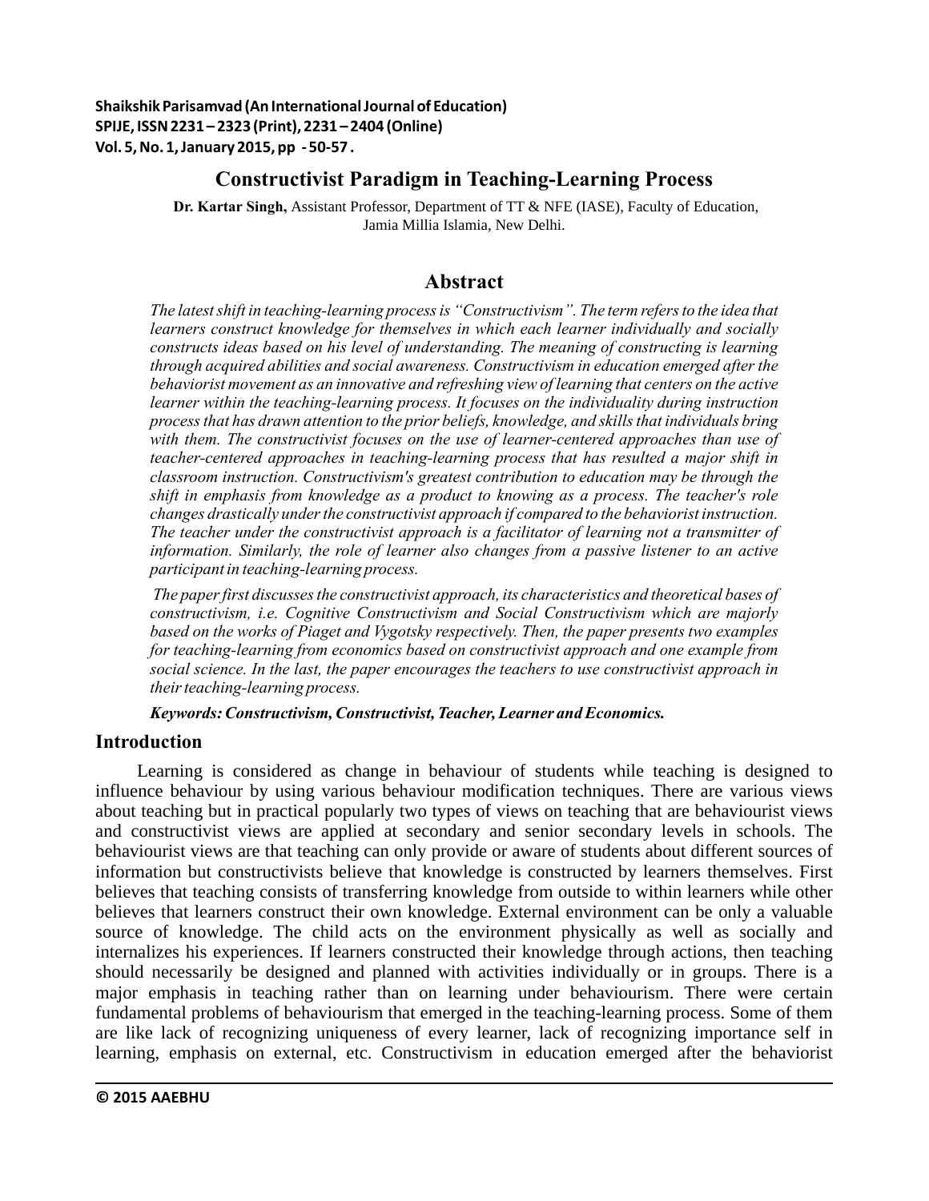# Constructivist Paradigm in Teaching-Learning Process

**Dr. Kartar Singh,** Assistant Professor, Department of TT & NFE (IASE), Faculty of Education, Jamia Millia Islamia, New Delhi.

## Abstract

*The latest shift in teaching-learning process is "Constructivism". The term refers to the idea that learners construct knowledge for themselves in which each learner individually and socially constructs ideas based on his level of understanding. The meaning of constructing is learning through acquired abilities and social awareness. Constructivism in education emerged after the behaviorist movement as an innovative and refreshing view of learning that centers on the active learner within the teaching-learning process. It focuses on the individuality during instruction process that has drawn attention to the prior beliefs, knowledge, and skills that individuals bring with them. The constructivist focuses on the use of learner-centered approaches than use of teacher-centered approaches in teaching-learning process that has resulted a major shift in classroom instruction. Constructivism's greatest contribution to education may be through the shift in emphasis from knowledge as a product to knowing as a process. The teacher's role changes drastically under the constructivist approach if compared to the behaviorist instruction. The teacher under the constructivist approach is a facilitator of learning not a transmitter of information. Similarly, the role of learner also changes from a passive listener to an active participant in teaching-learning process.*

*The paper first discusses the constructivist approach, its characteristics and theoretical bases of constructivism, i.e. Cognitive Constructivism and Social Constructivism which are majorly based on the works of Piaget and Vygotsky respectively. Then, the paper presents two examples for teaching-learning from economics based on constructivist approach and one example from social science. In the last, the paper encourages the teachers to use constructivist approach in their teaching-learning process.*

***Keywords: Constructivism, Constructivist, Teacher, Learner and Economics.***

## Introduction

Learning is considered as change in behaviour of students while teaching is designed to influence behaviour by using various behaviour modification techniques. There are various views about teaching but in practical popularly two types of views on teaching that are behaviourist views and constructivist views are applied at secondary and senior secondary levels in schools. The behaviourist views are that teaching can only provide or aware of students about different sources of information but constructivists believe that knowledge is constructed by learners themselves. First believes that teaching consists of transferring knowledge from outside to within learners while other believes that learners construct their own knowledge. External environment can be only a valuable source of knowledge. The child acts on the environment physically as well as socially and internalizes his experiences. If learners constructed their knowledge through actions, then teaching should necessarily be designed and planned with activities individually or in groups. There is a major emphasis in teaching rather than on learning under behaviourism. There were certain fundamental problems of behaviourism that emerged in the teaching-learning process. Some of them are like lack of recognizing uniqueness of every learner, lack of recognizing importance self in learning, emphasis on external, etc. Constructivism in education emerged after the behaviorist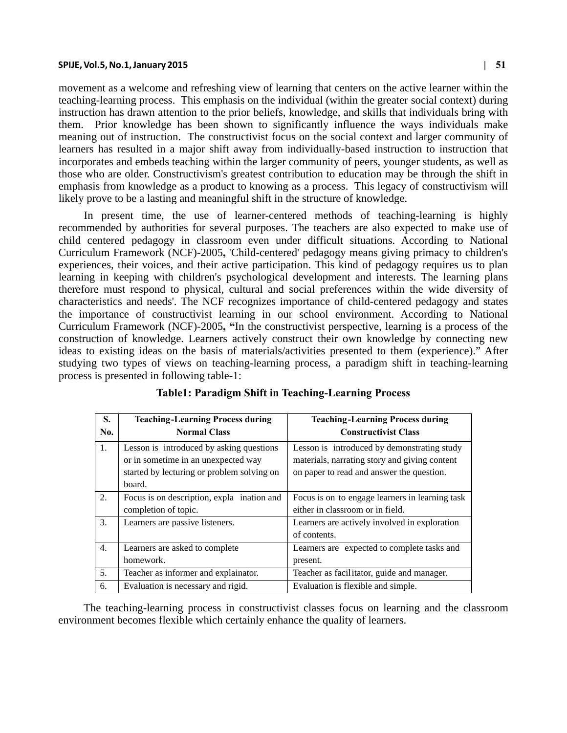movement as a welcome and refreshing view of learning that centers on the active learner within the teaching-learning process. This emphasis on the individual (within the greater social context) during instruction has drawn attention to the prior beliefs, knowledge, and skills that individuals bring with them. Prior knowledge has been shown to significantly influence the ways individuals make meaning out of instruction. The constructivist focus on the social context and larger community of learners has resulted in a major shift away from individually-based instruction to instruction that incorporates and embeds teaching within the larger community of peers, younger students, as well as those who are older. Constructivism's greatest contribution to education may be through the shift in emphasis from knowledge as a product to knowing as a process. This legacy of constructivism will likely prove to be a lasting and meaningful shift in the structure of knowledge.

In present time, the use of learner-centered methods of teaching-learning is highly recommended by authorities for several purposes. The teachers are also expected to make use of child centered pedagogy in classroom even under difficult situations. According to National Curriculum Framework (NCF)-2005**,** 'Child-centered' pedagogy means giving primacy to children's experiences, their voices, and their active participation. This kind of pedagogy requires us to plan learning in keeping with children's psychological development and interests. The learning plans therefore must respond to physical, cultural and social preferences within the wide diversity of characteristics and needs'. The NCF recognizes importance of child-centered pedagogy and states the importance of constructivist learning in our school environment. According to National Curriculum Framework (NCF)-2005**, "**In the constructivist perspective, learning is a process of the construction of knowledge. Learners actively construct their own knowledge by connecting new ideas to existing ideas on the basis of materials/activities presented to them (experience)." After studying two types of views on teaching-learning process, a paradigm shift in teaching-learning process is presented in following table-1:

**Table1: Paradigm Shift in Teaching-Learning Process**

| S. No. | Teaching-Learning Process during Normal Class | Teaching-Learning Process during Constructivist Class |
|---|---|---|
| 1. | Lesson is introduced by asking questions or in sometime in an unexpected way started by lecturing or problem solving on board. | Lesson is introduced by demonstrating study materials, narrating story and giving content on paper to read and answer the question. |
| 2. | Focus is on description, expla ination and completion of topic. | Focus is on to engage learners in learning task either in classroom or in field. |
| 3. | Learners are passive listeners. | Learners are actively involved in exploration of contents. |
| 4. | Learners are asked to complete homework. | Learners are expected to complete tasks and present. |
| 5. | Teacher as informer and explainator. | Teacher as facilitator, guide and manager. |
| 6. | Evaluation is necessary and rigid. | Evaluation is flexible and simple. |

The teaching-learning process in constructivist classes focus on learning and the classroom environment becomes flexible which certainly enhance the quality of learners.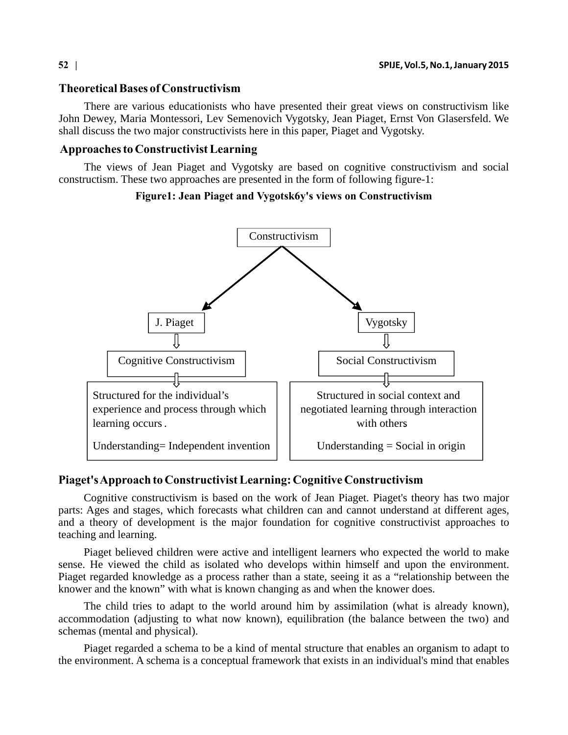## Theoretical Bases of Constructivism

There are various educationists who have presented their great views on constructivism like John Dewey, Maria Montessori, Lev Semenovich Vygotsky, Jean Piaget, Ernst Von Glasersfeld. We shall discuss the two major constructivists here in this paper, Piaget and Vygotsky.

## Approaches to Constructivist Learning

The views of Jean Piaget and Vygotsky are based on cognitive constructivism and social constructism. These two approaches are presented in the form of following figure-1:

**Figure1: Jean Piaget and Vygotsk6y's views on Constructivism**

Constructivism

| J. Piaget | Vygotsky |
|---|---|
| Cognitive Constructivism | Social Constructivism |
| Structured for the individual's experience and process through which learning occurs . | Structured in social context and negotiated learning through interaction with others |
| Understanding= Independent invention | Understanding = Social in origin |

## Piaget's Approach to Constructivist Learning: Cognitive Constructivism

Cognitive constructivism is based on the work of Jean Piaget. Piaget's theory has two major parts: Ages and stages, which forecasts what children can and cannot understand at different ages, and a theory of development is the major foundation for cognitive constructivist approaches to teaching and learning.

Piaget believed children were active and intelligent learners who expected the world to make sense. He viewed the child as isolated who develops within himself and upon the environment. Piaget regarded knowledge as a process rather than a state, seeing it as a "relationship between the knower and the known" with what is known changing as and when the knower does.

The child tries to adapt to the world around him by assimilation (what is already known), accommodation (adjusting to what now known), equilibration (the balance between the two) and schemas (mental and physical).

Piaget regarded a schema to be a kind of mental structure that enables an organism to adapt to the environment. A schema is a conceptual framework that exists in an individual's mind that enables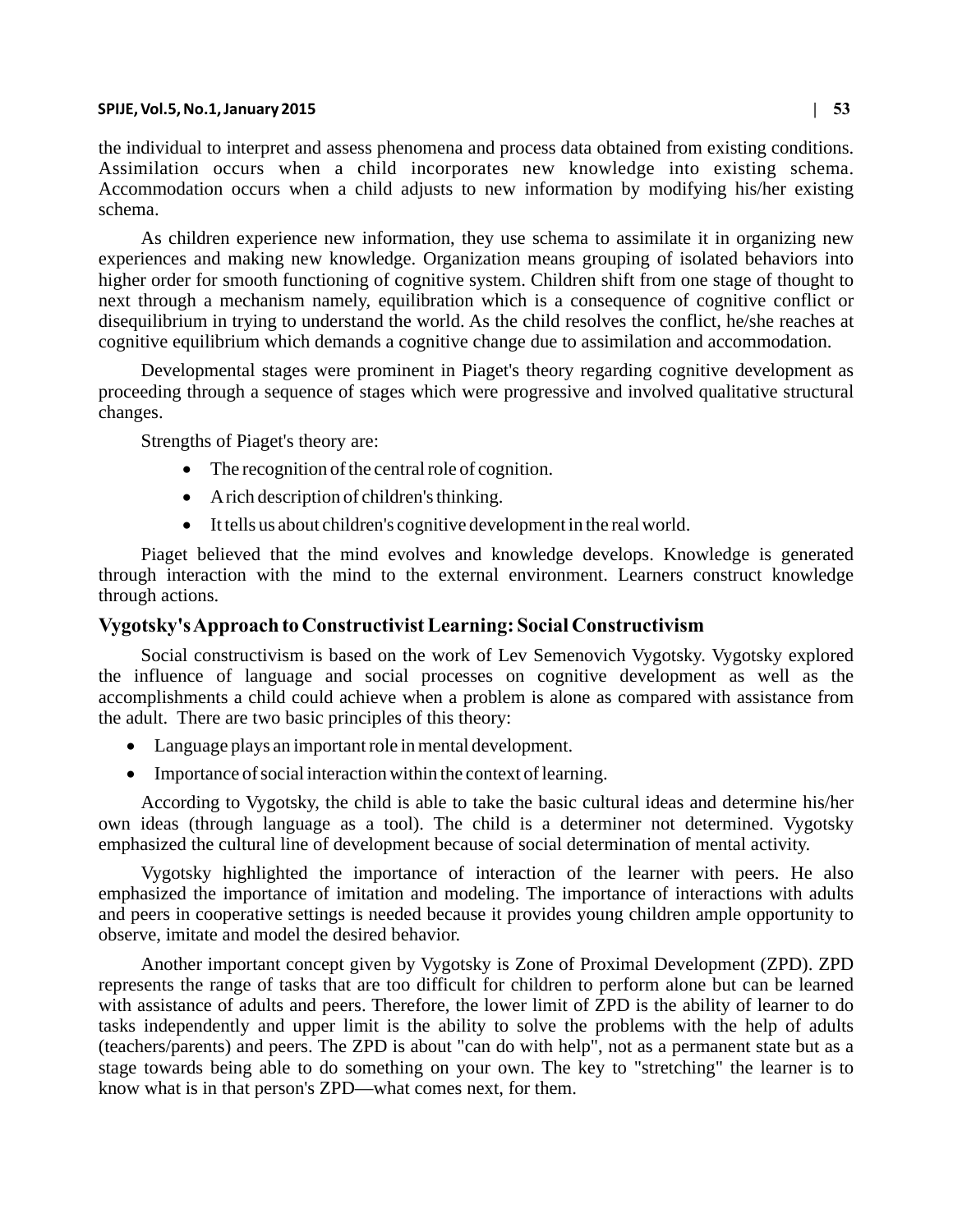the individual to interpret and assess phenomena and process data obtained from existing conditions. Assimilation occurs when a child incorporates new knowledge into existing schema. Accommodation occurs when a child adjusts to new information by modifying his/her existing schema.

As children experience new information, they use schema to assimilate it in organizing new experiences and making new knowledge. Organization means grouping of isolated behaviors into higher order for smooth functioning of cognitive system. Children shift from one stage of thought to next through a mechanism namely, equilibration which is a consequence of cognitive conflict or disequilibrium in trying to understand the world. As the child resolves the conflict, he/she reaches at cognitive equilibrium which demands a cognitive change due to assimilation and accommodation.

Developmental stages were prominent in Piaget's theory regarding cognitive development as proceeding through a sequence of stages which were progressive and involved qualitative structural changes.

Strengths of Piaget's theory are:

- The recognition of the central role of cognition.
- A rich description of children's thinking.
- It tells us about children's cognitive development in the real world.

Piaget believed that the mind evolves and knowledge develops. Knowledge is generated through interaction with the mind to the external environment. Learners construct knowledge through actions.

## Vygotsky's Approach to Constructivist Learning: Social Constructivism

Social constructivism is based on the work of Lev Semenovich Vygotsky. Vygotsky explored the influence of language and social processes on cognitive development as well as the accomplishments a child could achieve when a problem is alone as compared with assistance from the adult. There are two basic principles of this theory:

- Language plays an important role in mental development.
- Importance of social interaction within the context of learning.

According to Vygotsky, the child is able to take the basic cultural ideas and determine his/her own ideas (through language as a tool). The child is a determiner not determined. Vygotsky emphasized the cultural line of development because of social determination of mental activity.

Vygotsky highlighted the importance of interaction of the learner with peers. He also emphasized the importance of imitation and modeling. The importance of interactions with adults and peers in cooperative settings is needed because it provides young children ample opportunity to observe, imitate and model the desired behavior.

Another important concept given by Vygotsky is Zone of Proximal Development (ZPD). ZPD represents the range of tasks that are too difficult for children to perform alone but can be learned with assistance of adults and peers. Therefore, the lower limit of ZPD is the ability of learner to do tasks independently and upper limit is the ability to solve the problems with the help of adults (teachers/parents) and peers. The ZPD is about "can do with help", not as a permanent state but as a stage towards being able to do something on your own. The key to "stretching" the learner is to know what is in that person's ZPD—what comes next, for them.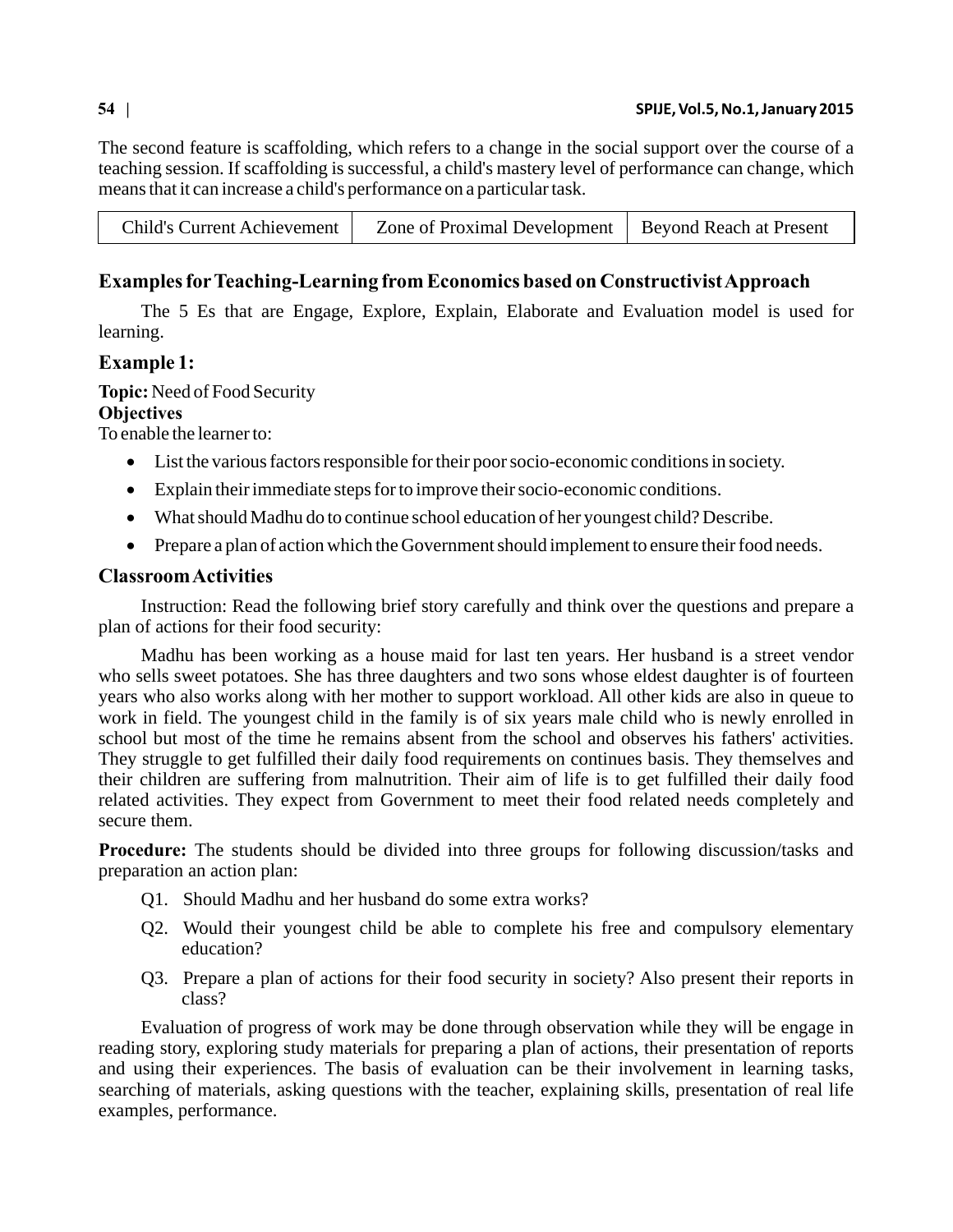The second feature is scaffolding, which refers to a change in the social support over the course of a teaching session. If scaffolding is successful, a child's mastery level of performance can change, which means that it can increase a child's performance on a particular task.

| Child's Current Achievement | Zone of Proximal Development | Beyond Reach at Present |
|---|---|---|

## Examples for Teaching-Learning from Economics based on Constructivist Approach

The 5 Es that are Engage, Explore, Explain, Elaborate and Evaluation model is used for learning.

### Example 1:

**Topic:** Need of Food Security

**Objectives**

To enable the learner to:

- List the various factors responsible for their poor socio-economic conditions in society.
- Explain their immediate steps for to improve their socio-economic conditions.
- What should Madhu do to continue school education of her youngest child? Describe.
- Prepare a plan of action which the Government should implement to ensure their food needs.

### Classroom Activities

Instruction: Read the following brief story carefully and think over the questions and prepare a plan of actions for their food security:

Madhu has been working as a house maid for last ten years. Her husband is a street vendor who sells sweet potatoes. She has three daughters and two sons whose eldest daughter is of fourteen years who also works along with her mother to support workload. All other kids are also in queue to work in field. The youngest child in the family is of six years male child who is newly enrolled in school but most of the time he remains absent from the school and observes his fathers' activities. They struggle to get fulfilled their daily food requirements on continues basis. They themselves and their children are suffering from malnutrition. Their aim of life is to get fulfilled their daily food related activities. They expect from Government to meet their food related needs completely and secure them.

**Procedure:** The students should be divided into three groups for following discussion/tasks and preparation an action plan:

Q1. Should Madhu and her husband do some extra works?

Q2. Would their youngest child be able to complete his free and compulsory elementary education?

Q3. Prepare a plan of actions for their food security in society? Also present their reports in class?

Evaluation of progress of work may be done through observation while they will be engage in reading story, exploring study materials for preparing a plan of actions, their presentation of reports and using their experiences. The basis of evaluation can be their involvement in learning tasks, searching of materials, asking questions with the teacher, explaining skills, presentation of real life examples, performance.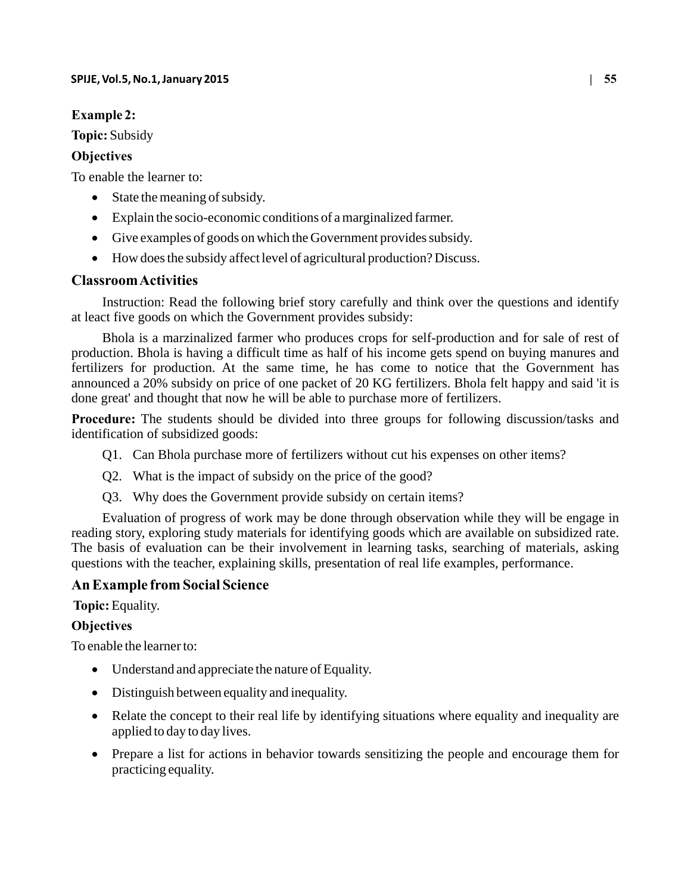**Example 2:**

**Topic:** Subsidy

**Objectives**

To enable the learner to:

- State the meaning of subsidy.
- Explain the socio-economic conditions of a marginalized farmer.
- Give examples of goods on which the Government provides subsidy.
- How does the subsidy affect level of agricultural production? Discuss.

## Classroom Activities

Instruction: Read the following brief story carefully and think over the questions and identify at leact five goods on which the Government provides subsidy:

Bhola is a marzinalized farmer who produces crops for self-production and for sale of rest of production. Bhola is having a difficult time as half of his income gets spend on buying manures and fertilizers for production. At the same time, he has come to notice that the Government has announced a 20% subsidy on price of one packet of 20 KG fertilizers. Bhola felt happy and said 'it is done great' and thought that now he will be able to purchase more of fertilizers.

**Procedure:** The students should be divided into three groups for following discussion/tasks and identification of subsidized goods:

Q1. Can Bhola purchase more of fertilizers without cut his expenses on other items?

Q2. What is the impact of subsidy on the price of the good?

Q3. Why does the Government provide subsidy on certain items?

Evaluation of progress of work may be done through observation while they will be engage in reading story, exploring study materials for identifying goods which are available on subsidized rate. The basis of evaluation can be their involvement in learning tasks, searching of materials, asking questions with the teacher, explaining skills, presentation of real life examples, performance.

## An Example from Social Science

**Topic:** Equality.

**Objectives**

To enable the learner to:

- Understand and appreciate the nature of Equality.
- Distinguish between equality and inequality.
- Relate the concept to their real life by identifying situations where equality and inequality are applied to day to day lives.
- Prepare a list for actions in behavior towards sensitizing the people and encourage them for practicing equality.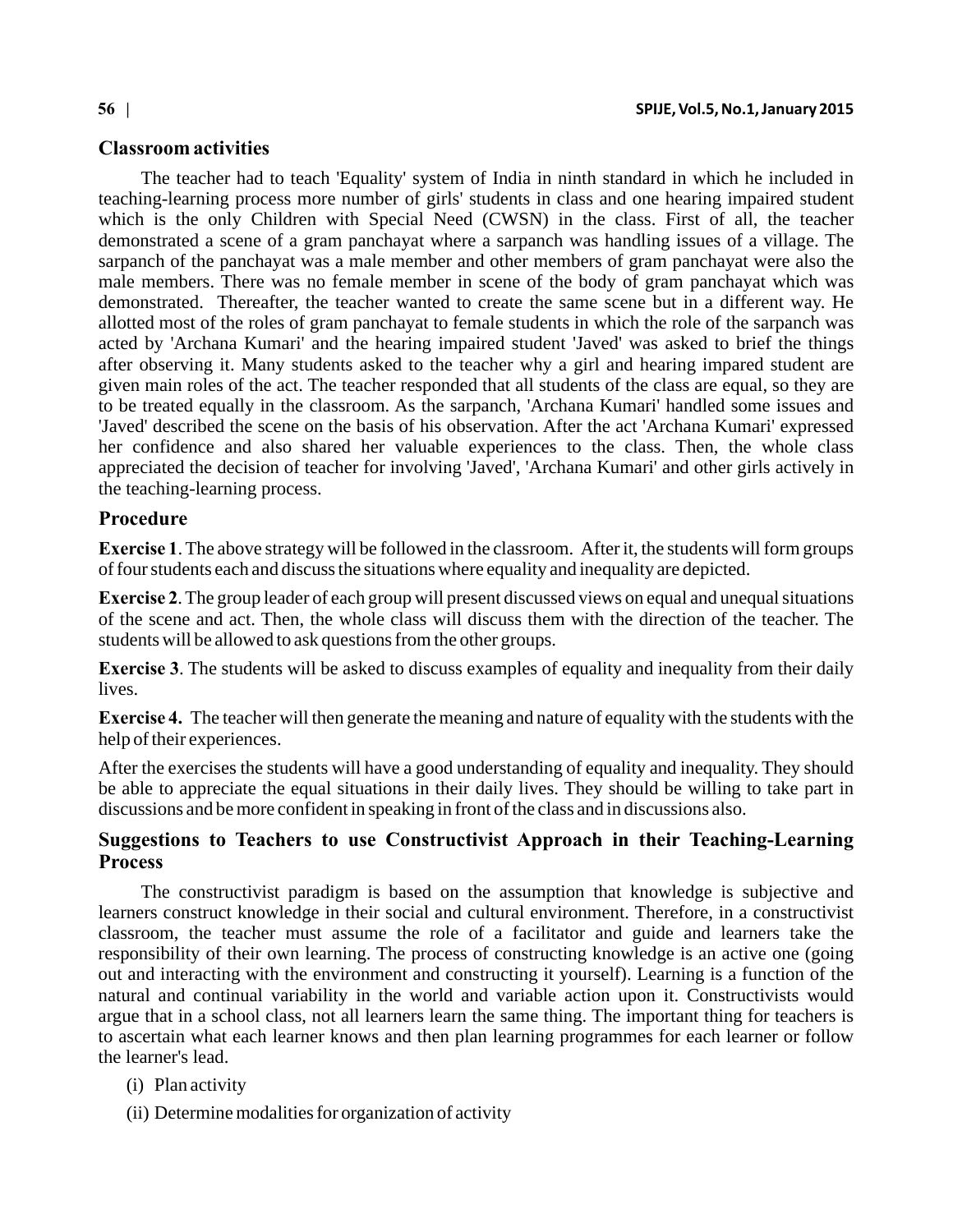## Classroom activities

The teacher had to teach 'Equality' system of India in ninth standard in which he included in teaching-learning process more number of girls' students in class and one hearing impaired student which is the only Children with Special Need (CWSN) in the class. First of all, the teacher demonstrated a scene of a gram panchayat where a sarpanch was handling issues of a village. The sarpanch of the panchayat was a male member and other members of gram panchayat were also the male members. There was no female member in scene of the body of gram panchayat which was demonstrated. Thereafter, the teacher wanted to create the same scene but in a different way. He allotted most of the roles of gram panchayat to female students in which the role of the sarpanch was acted by 'Archana Kumari' and the hearing impaired student 'Javed' was asked to brief the things after observing it. Many students asked to the teacher why a girl and hearing impared student are given main roles of the act. The teacher responded that all students of the class are equal, so they are to be treated equally in the classroom. As the sarpanch, 'Archana Kumari' handled some issues and 'Javed' described the scene on the basis of his observation. After the act 'Archana Kumari' expressed her confidence and also shared her valuable experiences to the class. Then, the whole class appreciated the decision of teacher for involving 'Javed', 'Archana Kumari' and other girls actively in the teaching-learning process.

## Procedure

**Exercise 1**. The above strategy will be followed in the classroom. After it, the students will form groups of four students each and discuss the situations where equality and inequality are depicted.

**Exercise 2**. The group leader of each group will present discussed views on equal and unequal situations of the scene and act. Then, the whole class will discuss them with the direction of the teacher. The students will be allowed to ask questions from the other groups.

**Exercise 3**. The students will be asked to discuss examples of equality and inequality from their daily lives.

**Exercise 4.** The teacher will then generate the meaning and nature of equality with the students with the help of their experiences.

After the exercises the students will have a good understanding of equality and inequality. They should be able to appreciate the equal situations in their daily lives. They should be willing to take part in discussions and be more confident in speaking in front of the class and in discussions also.

## Suggestions to Teachers to use Constructivist Approach in their Teaching-Learning Process

The constructivist paradigm is based on the assumption that knowledge is subjective and learners construct knowledge in their social and cultural environment. Therefore, in a constructivist classroom, the teacher must assume the role of a facilitator and guide and learners take the responsibility of their own learning. The process of constructing knowledge is an active one (going out and interacting with the environment and constructing it yourself). Learning is a function of the natural and continual variability in the world and variable action upon it. Constructivists would argue that in a school class, not all learners learn the same thing. The important thing for teachers is to ascertain what each learner knows and then plan learning programmes for each learner or follow the learner's lead.

(i) Plan activity

(ii) Determine modalities for organization of activity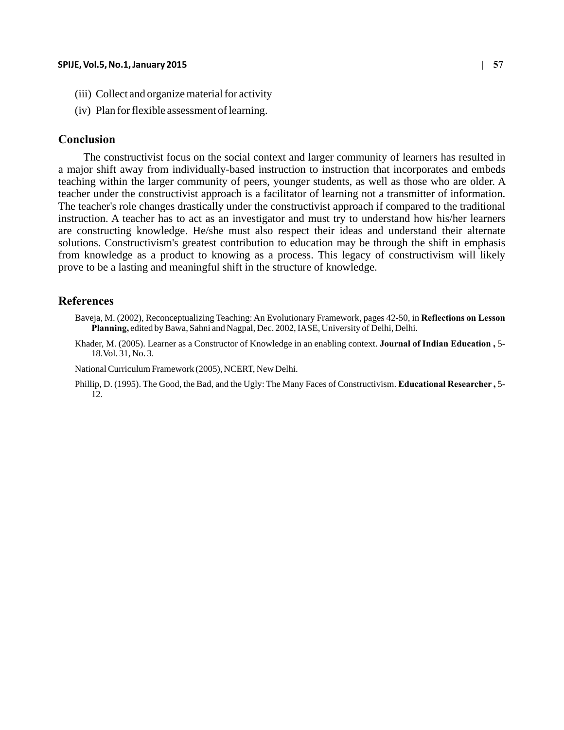(iii) Collect and organize material for activity

(iv) Plan for flexible assessment of learning.

## Conclusion

The constructivist focus on the social context and larger community of learners has resulted in a major shift away from individually-based instruction to instruction that incorporates and embeds teaching within the larger community of peers, younger students, as well as those who are older. A teacher under the constructivist approach is a facilitator of learning not a transmitter of information. The teacher's role changes drastically under the constructivist approach if compared to the traditional instruction. A teacher has to act as an investigator and must try to understand how his/her learners are constructing knowledge. He/she must also respect their ideas and understand their alternate solutions. Constructivism's greatest contribution to education may be through the shift in emphasis from knowledge as a product to knowing as a process. This legacy of constructivism will likely prove to be a lasting and meaningful shift in the structure of knowledge.

## References

Baveja, M. (2002), Reconceptualizing Teaching: An Evolutionary Framework, pages 42-50, in **Reflections on Lesson Planning,** edited by Bawa, Sahni and Nagpal, Dec. 2002, IASE, University of Delhi, Delhi.

Khader, M. (2005). Learner as a Constructor of Knowledge in an enabling context. **Journal of Indian Education ,** 5-18.Vol. 31, No. 3.

National Curriculum Framework (2005), NCERT, New Delhi.

Phillip, D. (1995). The Good, the Bad, and the Ugly: The Many Faces of Constructivism. **Educational Researcher ,** 5-12.